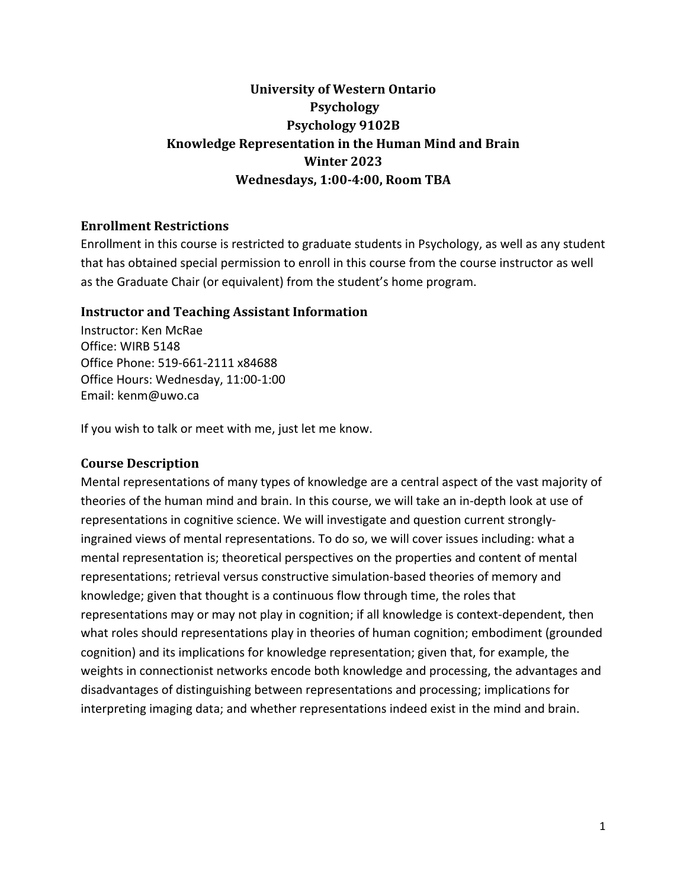# University of Western Ontario
# Psychology
# Psychology 9102B
# Knowledge Representation in the Human Mind and Brain
# Winter 2023
# Wednesdays, 1:00-4:00, Room TBA

## Enrollment Restrictions

Enrollment in this course is restricted to graduate students in Psychology, as well as any student that has obtained special permission to enroll in this course from the course instructor as well as the Graduate Chair (or equivalent) from the student's home program.

## Instructor and Teaching Assistant Information

Instructor: Ken McRae
Office: WIRB 5148
Office Phone: 519-661-2111 x84688
Office Hours: Wednesday, 11:00-1:00
Email: kenm@uwo.ca

If you wish to talk or meet with me, just let me know.

## Course Description

Mental representations of many types of knowledge are a central aspect of the vast majority of theories of the human mind and brain. In this course, we will take an in-depth look at use of representations in cognitive science. We will investigate and question current strongly-ingrained views of mental representations. To do so, we will cover issues including: what a mental representation is; theoretical perspectives on the properties and content of mental representations; retrieval versus constructive simulation-based theories of memory and knowledge; given that thought is a continuous flow through time, the roles that representations may or may not play in cognition; if all knowledge is context-dependent, then what roles should representations play in theories of human cognition; embodiment (grounded cognition) and its implications for knowledge representation; given that, for example, the weights in connectionist networks encode both knowledge and processing, the advantages and disadvantages of distinguishing between representations and processing; implications for interpreting imaging data; and whether representations indeed exist in the mind and brain.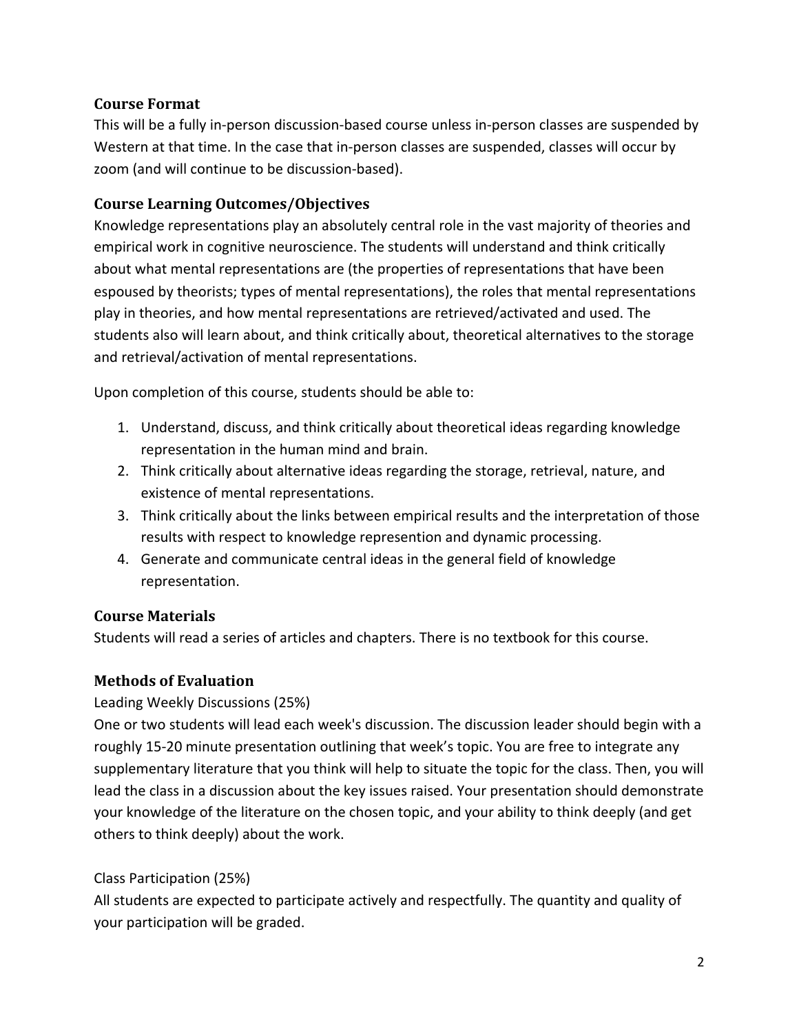## Course Format

This will be a fully in-person discussion-based course unless in-person classes are suspended by Western at that time. In the case that in-person classes are suspended, classes will occur by zoom (and will continue to be discussion-based).

## Course Learning Outcomes/Objectives

Knowledge representations play an absolutely central role in the vast majority of theories and empirical work in cognitive neuroscience. The students will understand and think critically about what mental representations are (the properties of representations that have been espoused by theorists; types of mental representations), the roles that mental representations play in theories, and how mental representations are retrieved/activated and used. The students also will learn about, and think critically about, theoretical alternatives to the storage and retrieval/activation of mental representations.

Upon completion of this course, students should be able to:

1. Understand, discuss, and think critically about theoretical ideas regarding knowledge representation in the human mind and brain.
2. Think critically about alternative ideas regarding the storage, retrieval, nature, and existence of mental representations.
3. Think critically about the links between empirical results and the interpretation of those results with respect to knowledge represention and dynamic processing.
4. Generate and communicate central ideas in the general field of knowledge representation.

## Course Materials

Students will read a series of articles and chapters. There is no textbook for this course.

## Methods of Evaluation

Leading Weekly Discussions (25%)

One or two students will lead each week's discussion. The discussion leader should begin with a roughly 15-20 minute presentation outlining that week's topic. You are free to integrate any supplementary literature that you think will help to situate the topic for the class. Then, you will lead the class in a discussion about the key issues raised. Your presentation should demonstrate your knowledge of the literature on the chosen topic, and your ability to think deeply (and get others to think deeply) about the work.

Class Participation (25%)

All students are expected to participate actively and respectfully. The quantity and quality of your participation will be graded.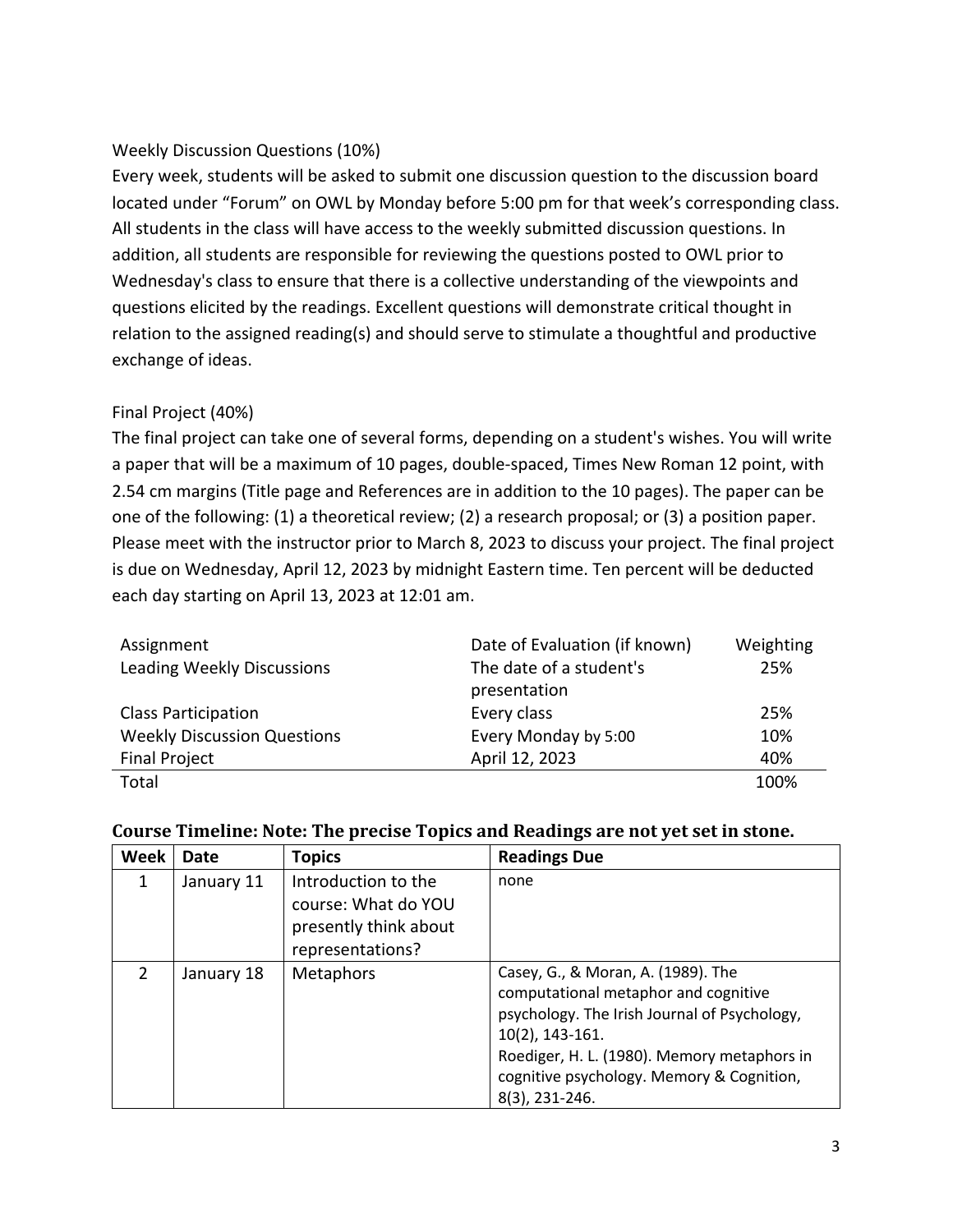Weekly Discussion Questions (10%)

Every week, students will be asked to submit one discussion question to the discussion board located under "Forum" on OWL by Monday before 5:00 pm for that week's corresponding class. All students in the class will have access to the weekly submitted discussion questions. In addition, all students are responsible for reviewing the questions posted to OWL prior to Wednesday's class to ensure that there is a collective understanding of the viewpoints and questions elicited by the readings. Excellent questions will demonstrate critical thought in relation to the assigned reading(s) and should serve to stimulate a thoughtful and productive exchange of ideas.

Final Project (40%)

The final project can take one of several forms, depending on a student's wishes. You will write a paper that will be a maximum of 10 pages, double-spaced, Times New Roman 12 point, with 2.54 cm margins (Title page and References are in addition to the 10 pages). The paper can be one of the following: (1) a theoretical review; (2) a research proposal; or (3) a position paper. Please meet with the instructor prior to March 8, 2023 to discuss your project. The final project is due on Wednesday, April 12, 2023 by midnight Eastern time. Ten percent will be deducted each day starting on April 13, 2023 at 12:01 am.

| Assignment | Date of Evaluation (if known) | Weighting |
|---|---|---|
| Leading Weekly Discussions | The date of a student's presentation | 25% |
| Class Participation | Every class | 25% |
| Weekly Discussion Questions | Every Monday by 5:00 | 10% |
| Final Project | April 12, 2023 | 40% |
| Total | | 100% |

**Course Timeline: Note: The precise Topics and Readings are not yet set in stone.**

| Week | Date | Topics | Readings Due |
|---|---|---|---|
| 1 | January 11 | Introduction to the course: What do YOU presently think about representations? | none |
| 2 | January 18 | Metaphors | Casey, G., & Moran, A. (1989). The computational metaphor and cognitive psychology. The Irish Journal of Psychology, 10(2), 143-161.<br>Roediger, H. L. (1980). Memory metaphors in cognitive psychology. Memory & Cognition, 8(3), 231-246. |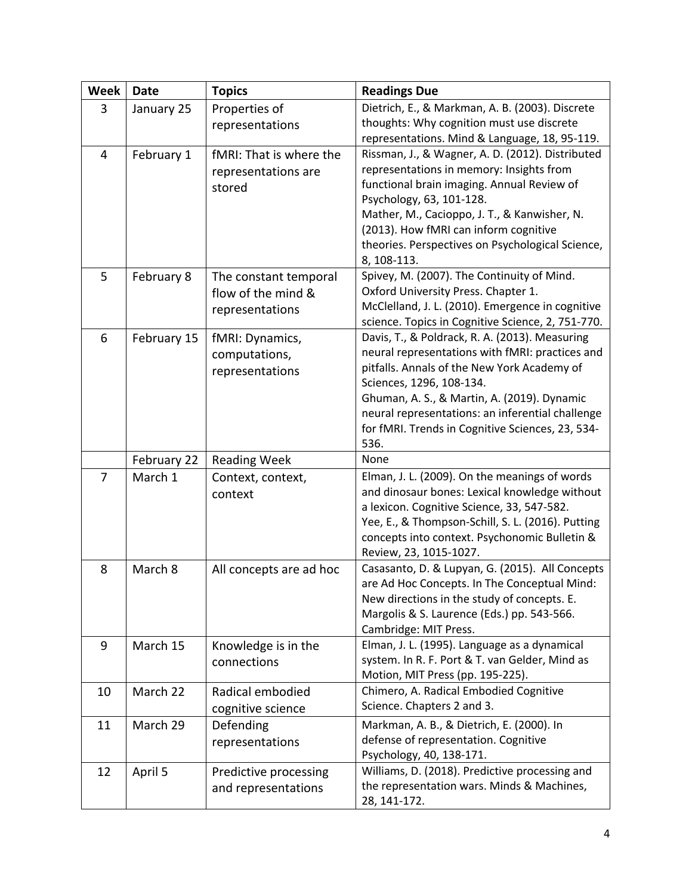| Week | Date | Topics | Readings Due |
|---|---|---|---|
| 3 | January 25 | Properties of representations | Dietrich, E., & Markman, A. B. (2003). Discrete thoughts: Why cognition must use discrete representations. Mind & Language, 18, 95-119. |
| 4 | February 1 | fMRI: That is where the representations are stored | Rissman, J., & Wagner, A. D. (2012). Distributed representations in memory: Insights from functional brain imaging. Annual Review of Psychology, 63, 101-128.<br>Mather, M., Cacioppo, J. T., & Kanwisher, N. (2013). How fMRI can inform cognitive theories. Perspectives on Psychological Science, 8, 108-113. |
| 5 | February 8 | The constant temporal flow of the mind & representations | Spivey, M. (2007). The Continuity of Mind. Oxford University Press. Chapter 1.<br>McClelland, J. L. (2010). Emergence in cognitive science. Topics in Cognitive Science, 2, 751-770. |
| 6 | February 15 | fMRI: Dynamics, computations, representations | Davis, T., & Poldrack, R. A. (2013). Measuring neural representations with fMRI: practices and pitfalls. Annals of the New York Academy of Sciences, 1296, 108-134.<br>Ghuman, A. S., & Martin, A. (2019). Dynamic neural representations: an inferential challenge for fMRI. Trends in Cognitive Sciences, 23, 534-536. |
| | February 22 | Reading Week | None |
| 7 | March 1 | Context, context, context | Elman, J. L. (2009). On the meanings of words and dinosaur bones: Lexical knowledge without a lexicon. Cognitive Science, 33, 547-582.<br>Yee, E., & Thompson-Schill, S. L. (2016). Putting concepts into context. Psychonomic Bulletin & Review, 23, 1015-1027. |
| 8 | March 8 | All concepts are ad hoc | Casasanto, D. & Lupyan, G. (2015). All Concepts are Ad Hoc Concepts. In The Conceptual Mind: New directions in the study of concepts. E. Margolis & S. Laurence (Eds.) pp. 543-566. Cambridge: MIT Press. |
| 9 | March 15 | Knowledge is in the connections | Elman, J. L. (1995). Language as a dynamical system. In R. F. Port & T. van Gelder, Mind as Motion, MIT Press (pp. 195-225). |
| 10 | March 22 | Radical embodied cognitive science | Chimero, A. Radical Embodied Cognitive Science. Chapters 2 and 3. |
| 11 | March 29 | Defending representations | Markman, A. B., & Dietrich, E. (2000). In defense of representation. Cognitive Psychology, 40, 138-171. |
| 12 | April 5 | Predictive processing and representations | Williams, D. (2018). Predictive processing and the representation wars. Minds & Machines, 28, 141-172. |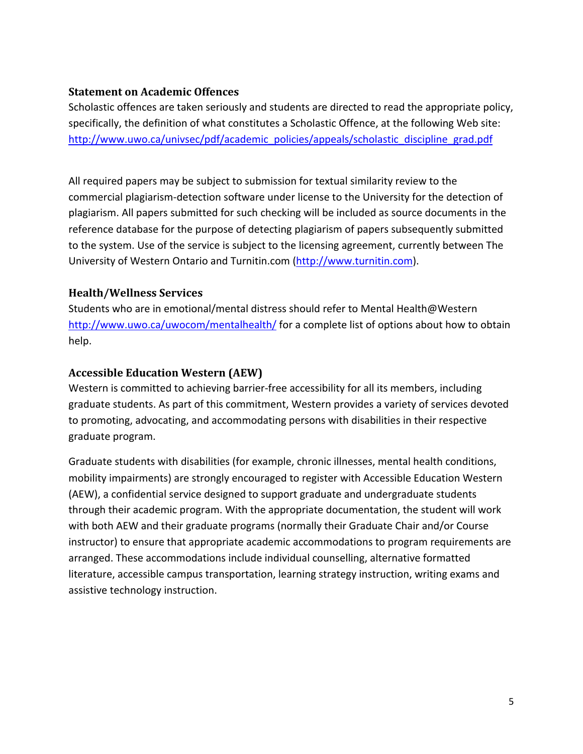### Statement on Academic Offences

Scholastic offences are taken seriously and students are directed to read the appropriate policy, specifically, the definition of what constitutes a Scholastic Offence, at the following Web site: http://www.uwo.ca/univsec/pdf/academic_policies/appeals/scholastic_discipline_grad.pdf

All required papers may be subject to submission for textual similarity review to the commercial plagiarism-detection software under license to the University for the detection of plagiarism. All papers submitted for such checking will be included as source documents in the reference database for the purpose of detecting plagiarism of papers subsequently submitted to the system. Use of the service is subject to the licensing agreement, currently between The University of Western Ontario and Turnitin.com (http://www.turnitin.com).

### Health/Wellness Services

Students who are in emotional/mental distress should refer to Mental Health@Western http://www.uwo.ca/uwocom/mentalhealth/ for a complete list of options about how to obtain help.

### Accessible Education Western (AEW)

Western is committed to achieving barrier-free accessibility for all its members, including graduate students. As part of this commitment, Western provides a variety of services devoted to promoting, advocating, and accommodating persons with disabilities in their respective graduate program.

Graduate students with disabilities (for example, chronic illnesses, mental health conditions, mobility impairments) are strongly encouraged to register with Accessible Education Western (AEW), a confidential service designed to support graduate and undergraduate students through their academic program. With the appropriate documentation, the student will work with both AEW and their graduate programs (normally their Graduate Chair and/or Course instructor) to ensure that appropriate academic accommodations to program requirements are arranged. These accommodations include individual counselling, alternative formatted literature, accessible campus transportation, learning strategy instruction, writing exams and assistive technology instruction.